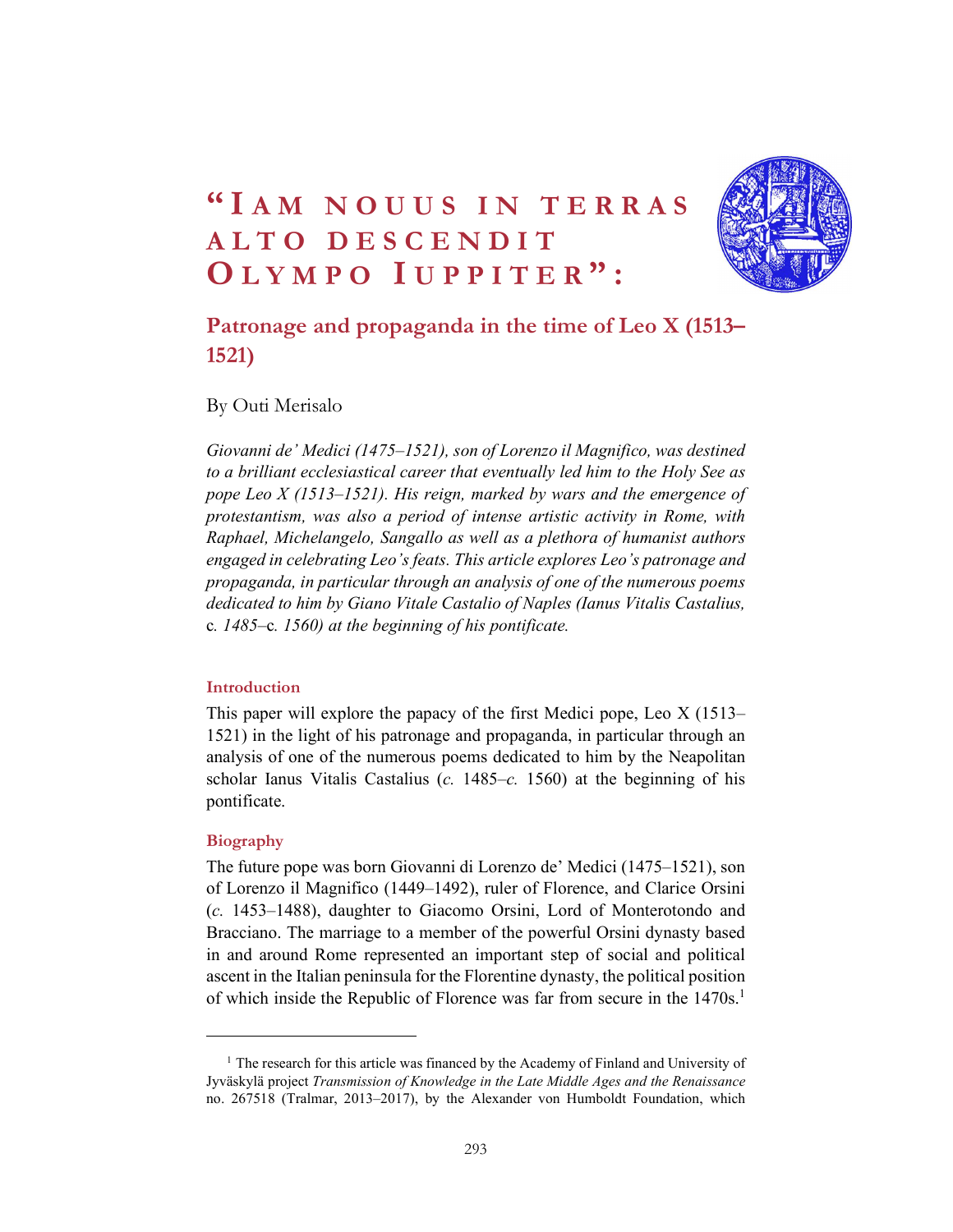# "Iam nouus in terras alto descendit Olympo Iuppiter":

## Patronage and propaganda in the time of Leo X (1513–1521)

By Outi Merisalo

*Giovanni de' Medici (1475–1521), son of Lorenzo il Magnifico, was destined to a brilliant ecclesiastical career that eventually led him to the Holy See as pope Leo X (1513–1521). His reign, marked by wars and the emergence of protestantism, was also a period of intense artistic activity in Rome, with Raphael, Michelangelo, Sangallo as well as a plethora of humanist authors engaged in celebrating Leo's feats. This article explores Leo's patronage and propaganda, in particular through an analysis of one of the numerous poems dedicated to him by Giano Vitale Castalio of Naples (Ianus Vitalis Castalius,* c. *1485–*c. *1560) at the beginning of his pontificate.*

### Introduction

This paper will explore the papacy of the first Medici pope, Leo X (1513–1521) in the light of his patronage and propaganda, in particular through an analysis of one of the numerous poems dedicated to him by the Neapolitan scholar Ianus Vitalis Castalius (*c.* 1485–*c.* 1560) at the beginning of his pontificate.

### Biography

The future pope was born Giovanni di Lorenzo de' Medici (1475–1521), son of Lorenzo il Magnifico (1449–1492), ruler of Florence, and Clarice Orsini (*c.* 1453–1488), daughter to Giacomo Orsini, Lord of Monterotondo and Bracciano. The marriage to a member of the powerful Orsini dynasty based in and around Rome represented an important step of social and political ascent in the Italian peninsula for the Florentine dynasty, the political position of which inside the Republic of Florence was far from secure in the 1470s.[1]

---

[1] The research for this article was financed by the Academy of Finland and University of Jyväskylä project *Transmission of Knowledge in the Late Middle Ages and the Renaissance* no. 267518 (Tralmar, 2013–2017), by the Alexander von Humboldt Foundation, which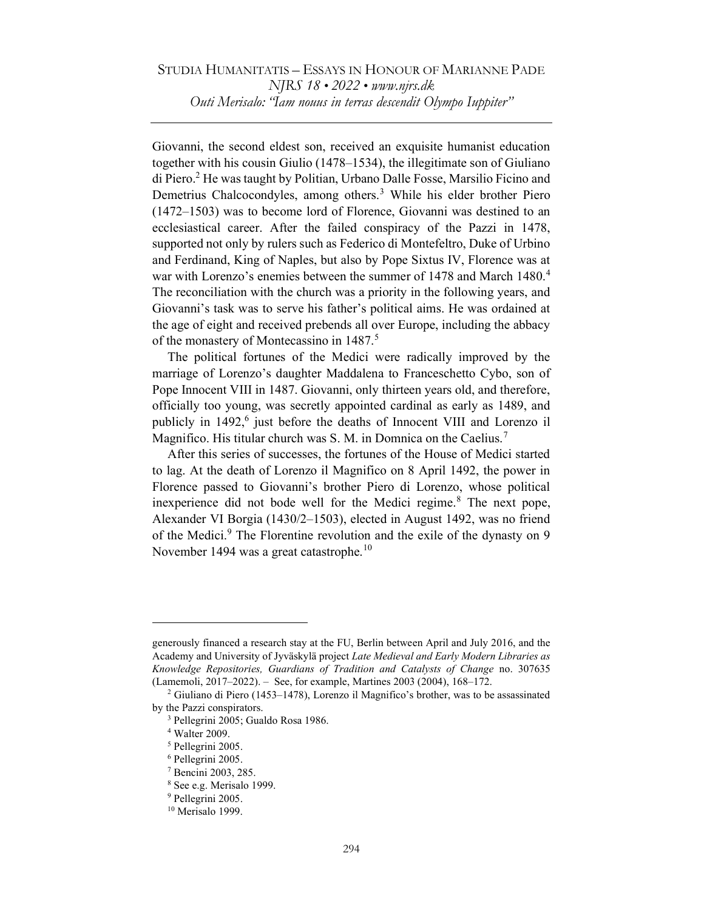Giovanni, the second eldest son, received an exquisite humanist education together with his cousin Giulio (1478–1534), the illegitimate son of Giuliano di Piero.[2] He was taught by Politian, Urbano Dalle Fosse, Marsilio Ficino and Demetrius Chalcocondyles, among others.[3] While his elder brother Piero (1472–1503) was to become lord of Florence, Giovanni was destined to an ecclesiastical career. After the failed conspiracy of the Pazzi in 1478, supported not only by rulers such as Federico di Montefeltro, Duke of Urbino and Ferdinand, King of Naples, but also by Pope Sixtus IV, Florence was at war with Lorenzo's enemies between the summer of 1478 and March 1480.[4] The reconciliation with the church was a priority in the following years, and Giovanni's task was to serve his father's political aims. He was ordained at the age of eight and received prebends all over Europe, including the abbacy of the monastery of Montecassino in 1487.[5]

The political fortunes of the Medici were radically improved by the marriage of Lorenzo's daughter Maddalena to Franceschetto Cybo, son of Pope Innocent VIII in 1487. Giovanni, only thirteen years old, and therefore, officially too young, was secretly appointed cardinal as early as 1489, and publicly in 1492,[6] just before the deaths of Innocent VIII and Lorenzo il Magnifico. His titular church was S. M. in Domnica on the Caelius.[7]

After this series of successes, the fortunes of the House of Medici started to lag. At the death of Lorenzo il Magnifico on 8 April 1492, the power in Florence passed to Giovanni's brother Piero di Lorenzo, whose political inexperience did not bode well for the Medici regime.[8] The next pope, Alexander VI Borgia (1430/2–1503), elected in August 1492, was no friend of the Medici.[9] The Florentine revolution and the exile of the dynasty on 9 November 1494 was a great catastrophe.[10]

---

generously financed a research stay at the FU, Berlin between April and July 2016, and the Academy and University of Jyväskylä project *Late Medieval and Early Modern Libraries as Knowledge Repositories, Guardians of Tradition and Catalysts of Change* no. 307635 (Lamemoli, 2017–2022). – See, for example, Martines 2003 (2004), 168–172.

[2] Giuliano di Piero (1453–1478), Lorenzo il Magnifico's brother, was to be assassinated by the Pazzi conspirators.

[3] Pellegrini 2005; Gualdo Rosa 1986.

[4] Walter 2009.

[5] Pellegrini 2005.

[6] Pellegrini 2005.

[7] Bencini 2003, 285.

[8] See e.g. Merisalo 1999.

[9] Pellegrini 2005.

[10] Merisalo 1999.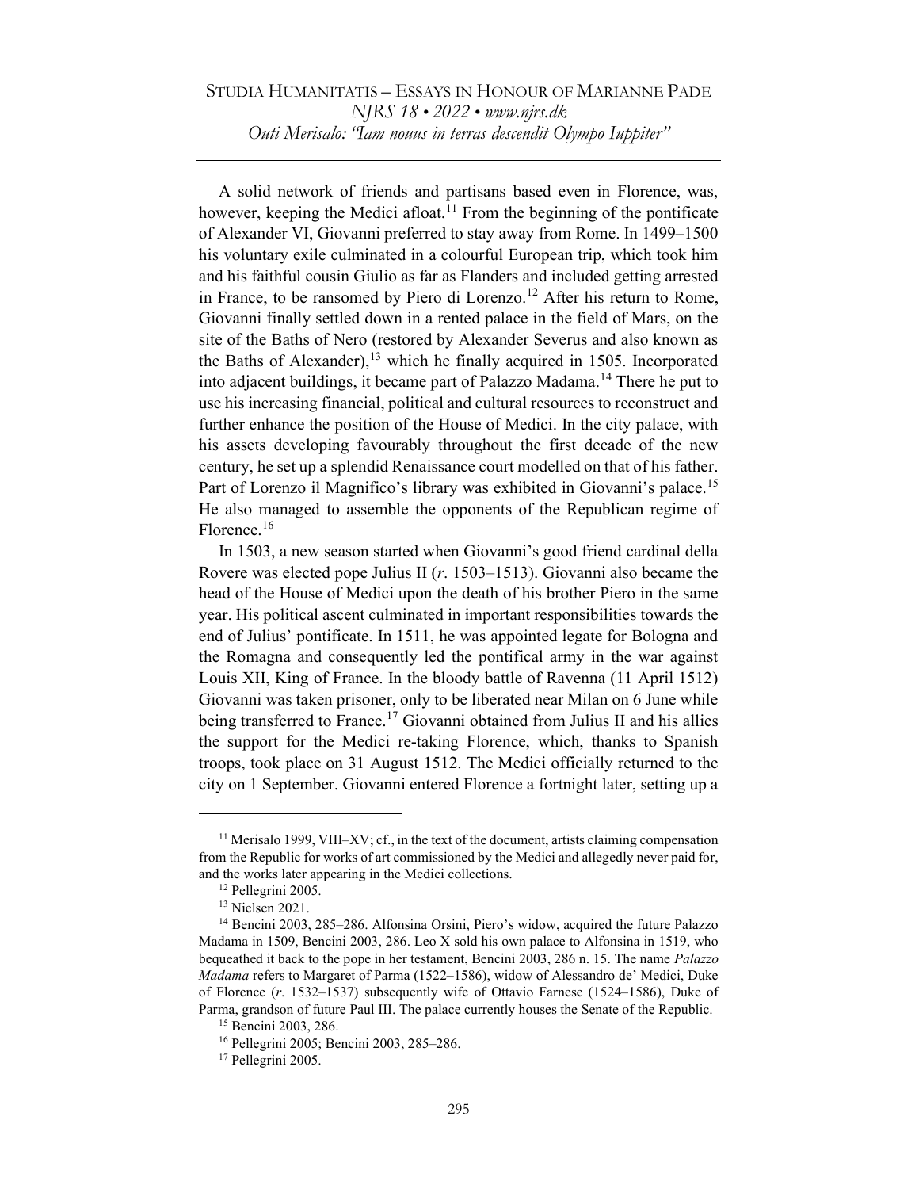A solid network of friends and partisans based even in Florence, was, however, keeping the Medici afloat.[11] From the beginning of the pontificate of Alexander VI, Giovanni preferred to stay away from Rome. In 1499–1500 his voluntary exile culminated in a colourful European trip, which took him and his faithful cousin Giulio as far as Flanders and included getting arrested in France, to be ransomed by Piero di Lorenzo.[12] After his return to Rome, Giovanni finally settled down in a rented palace in the field of Mars, on the site of the Baths of Nero (restored by Alexander Severus and also known as the Baths of Alexander),[13] which he finally acquired in 1505. Incorporated into adjacent buildings, it became part of Palazzo Madama.[14] There he put to use his increasing financial, political and cultural resources to reconstruct and further enhance the position of the House of Medici. In the city palace, with his assets developing favourably throughout the first decade of the new century, he set up a splendid Renaissance court modelled on that of his father. Part of Lorenzo il Magnifico's library was exhibited in Giovanni's palace.[15] He also managed to assemble the opponents of the Republican regime of Florence.[16]

In 1503, a new season started when Giovanni's good friend cardinal della Rovere was elected pope Julius II (*r*. 1503–1513). Giovanni also became the head of the House of Medici upon the death of his brother Piero in the same year. His political ascent culminated in important responsibilities towards the end of Julius' pontificate. In 1511, he was appointed legate for Bologna and the Romagna and consequently led the pontifical army in the war against Louis XII, King of France. In the bloody battle of Ravenna (11 April 1512) Giovanni was taken prisoner, only to be liberated near Milan on 6 June while being transferred to France.[17] Giovanni obtained from Julius II and his allies the support for the Medici re-taking Florence, which, thanks to Spanish troops, took place on 31 August 1512. The Medici officially returned to the city on 1 September. Giovanni entered Florence a fortnight later, setting up a

---

[11] Merisalo 1999, VIII–XV; cf., in the text of the document, artists claiming compensation from the Republic for works of art commissioned by the Medici and allegedly never paid for, and the works later appearing in the Medici collections.

[12] Pellegrini 2005.

[13] Nielsen 2021.

[14] Bencini 2003, 285–286. Alfonsina Orsini, Piero's widow, acquired the future Palazzo Madama in 1509, Bencini 2003, 286. Leo X sold his own palace to Alfonsina in 1519, who bequeathed it back to the pope in her testament, Bencini 2003, 286 n. 15. The name *Palazzo Madama* refers to Margaret of Parma (1522–1586), widow of Alessandro de' Medici, Duke of Florence (*r*. 1532–1537) subsequently wife of Ottavio Farnese (1524–1586), Duke of Parma, grandson of future Paul III. The palace currently houses the Senate of the Republic.

[15] Bencini 2003, 286.

[16] Pellegrini 2005; Bencini 2003, 285–286.

[17] Pellegrini 2005.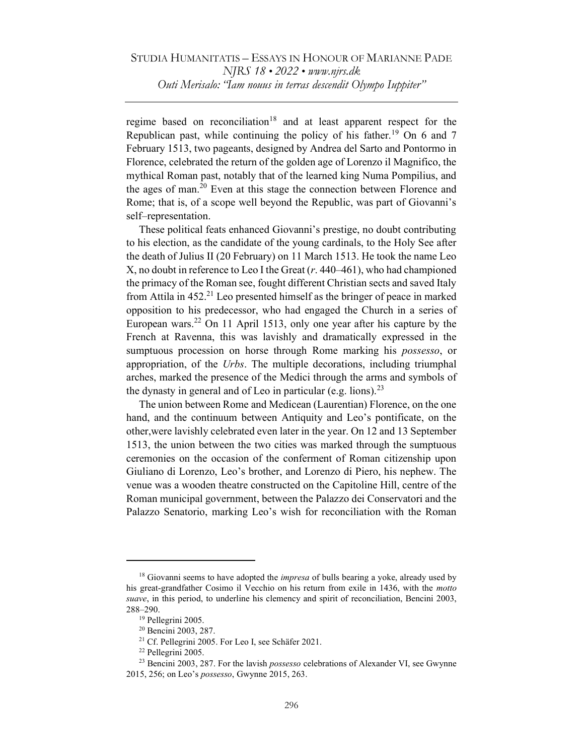regime based on reconciliation[18] and at least apparent respect for the Republican past, while continuing the policy of his father.[19] On 6 and 7 February 1513, two pageants, designed by Andrea del Sarto and Pontormo in Florence, celebrated the return of the golden age of Lorenzo il Magnifico, the mythical Roman past, notably that of the learned king Numa Pompilius, and the ages of man.[20] Even at this stage the connection between Florence and Rome; that is, of a scope well beyond the Republic, was part of Giovanni's self–representation.

These political feats enhanced Giovanni's prestige, no doubt contributing to his election, as the candidate of the young cardinals, to the Holy See after the death of Julius II (20 February) on 11 March 1513. He took the name Leo X, no doubt in reference to Leo I the Great (*r*. 440–461), who had championed the primacy of the Roman see, fought different Christian sects and saved Italy from Attila in 452.[21] Leo presented himself as the bringer of peace in marked opposition to his predecessor, who had engaged the Church in a series of European wars.[22] On 11 April 1513, only one year after his capture by the French at Ravenna, this was lavishly and dramatically expressed in the sumptuous procession on horse through Rome marking his *possesso*, or appropriation, of the *Urbs*. The multiple decorations, including triumphal arches, marked the presence of the Medici through the arms and symbols of the dynasty in general and of Leo in particular (e.g. lions).[23]

The union between Rome and Medicean (Laurentian) Florence, on the one hand, and the continuum between Antiquity and Leo's pontificate, on the other,were lavishly celebrated even later in the year. On 12 and 13 September 1513, the union between the two cities was marked through the sumptuous ceremonies on the occasion of the conferment of Roman citizenship upon Giuliano di Lorenzo, Leo's brother, and Lorenzo di Piero, his nephew. The venue was a wooden theatre constructed on the Capitoline Hill, centre of the Roman municipal government, between the Palazzo dei Conservatori and the Palazzo Senatorio, marking Leo's wish for reconciliation with the Roman

---

[18] Giovanni seems to have adopted the *impresa* of bulls bearing a yoke, already used by his great-grandfather Cosimo il Vecchio on his return from exile in 1436, with the *motto suave*, in this period, to underline his clemency and spirit of reconciliation, Bencini 2003, 288–290.

[19] Pellegrini 2005.

[20] Bencini 2003, 287.

[21] Cf. Pellegrini 2005. For Leo I, see Schäfer 2021.

[22] Pellegrini 2005.

[23] Bencini 2003, 287. For the lavish *possesso* celebrations of Alexander VI, see Gwynne 2015, 256; on Leo's *possesso*, Gwynne 2015, 263.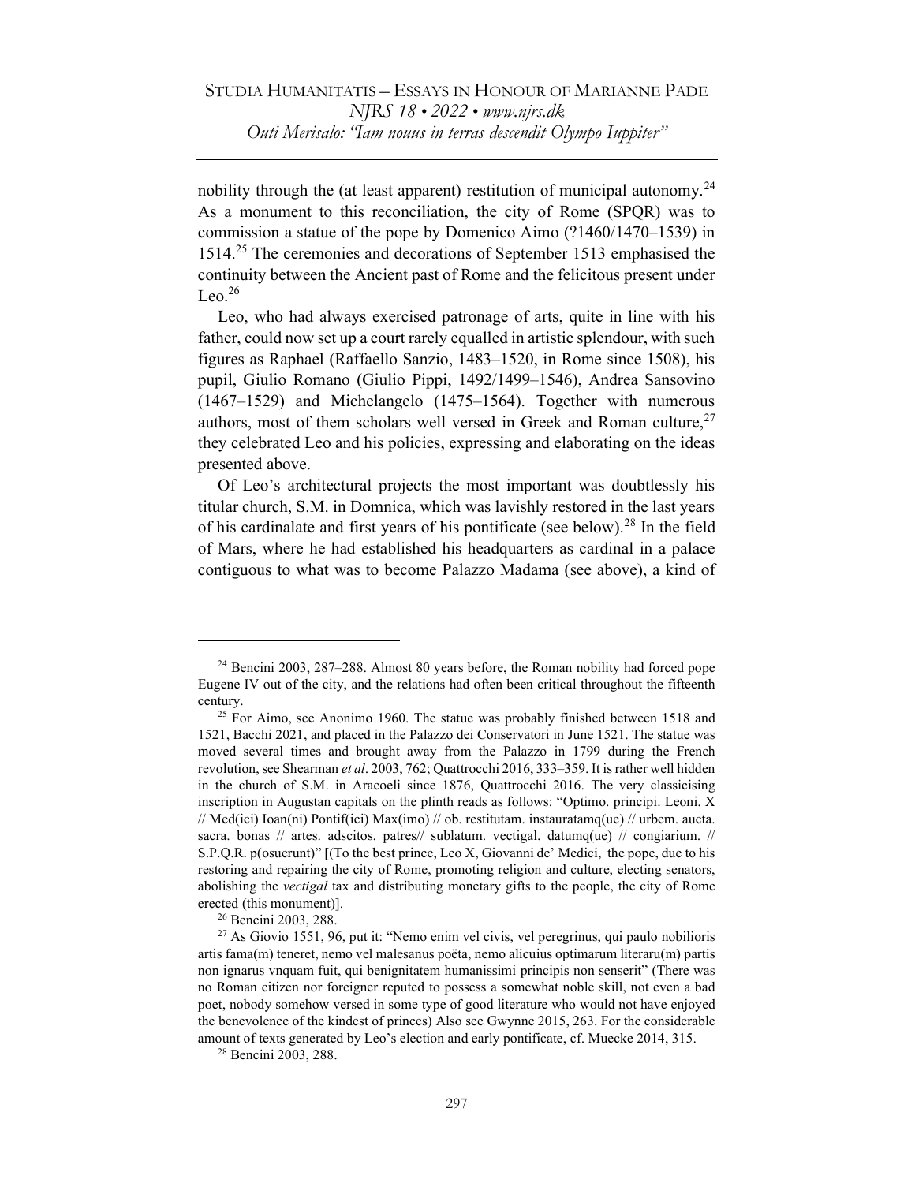nobility through the (at least apparent) restitution of municipal autonomy.[24] As a monument to this reconciliation, the city of Rome (SPQR) was to commission a statue of the pope by Domenico Aimo (?1460/1470–1539) in 1514.[25] The ceremonies and decorations of September 1513 emphasised the continuity between the Ancient past of Rome and the felicitous present under Leo.[26]

Leo, who had always exercised patronage of arts, quite in line with his father, could now set up a court rarely equalled in artistic splendour, with such figures as Raphael (Raffaello Sanzio, 1483–1520, in Rome since 1508), his pupil, Giulio Romano (Giulio Pippi, 1492/1499–1546), Andrea Sansovino (1467–1529) and Michelangelo (1475–1564). Together with numerous authors, most of them scholars well versed in Greek and Roman culture,[27] they celebrated Leo and his policies, expressing and elaborating on the ideas presented above.

Of Leo's architectural projects the most important was doubtlessly his titular church, S.M. in Domnica, which was lavishly restored in the last years of his cardinalate and first years of his pontificate (see below).[28] In the field of Mars, where he had established his headquarters as cardinal in a palace contiguous to what was to become Palazzo Madama (see above), a kind of

---

[24] Bencini 2003, 287–288. Almost 80 years before, the Roman nobility had forced pope Eugene IV out of the city, and the relations had often been critical throughout the fifteenth century.

[25] For Aimo, see Anonimo 1960. The statue was probably finished between 1518 and 1521, Bacchi 2021, and placed in the Palazzo dei Conservatori in June 1521. The statue was moved several times and brought away from the Palazzo in 1799 during the French revolution, see Shearman *et al*. 2003, 762; Quattrocchi 2016, 333–359. It is rather well hidden in the church of S.M. in Aracoeli since 1876, Quattrocchi 2016. The very classicising inscription in Augustan capitals on the plinth reads as follows: "Optimo. principi. Leoni. X // Med(ici) Ioan(ni) Pontif(ici) Max(imo) // ob. restitutam. instauratamq(ue) // urbem. aucta. sacra. bonas // artes. adscitos. patres// sublatum. vectigal. datumq(ue) // congiarium. // S.P.Q.R. p(osuerunt)" [(To the best prince, Leo X, Giovanni de' Medici, the pope, due to his restoring and repairing the city of Rome, promoting religion and culture, electing senators, abolishing the *vectigal* tax and distributing monetary gifts to the people, the city of Rome erected (this monument)].

[26] Bencini 2003, 288.

[27] As Giovio 1551, 96, put it: "Nemo enim vel civis, vel peregrinus, qui paulo nobilioris artis fama(m) teneret, nemo vel malesanus poëta, nemo alicuius optimarum literaru(m) partis non ignarus vnquam fuit, qui benignitatem humanissimi principis non senserit" (There was no Roman citizen nor foreigner reputed to possess a somewhat noble skill, not even a bad poet, nobody somehow versed in some type of good literature who would not have enjoyed the benevolence of the kindest of princes) Also see Gwynne 2015, 263. For the considerable amount of texts generated by Leo's election and early pontificate, cf. Muecke 2014, 315.

[28] Bencini 2003, 288.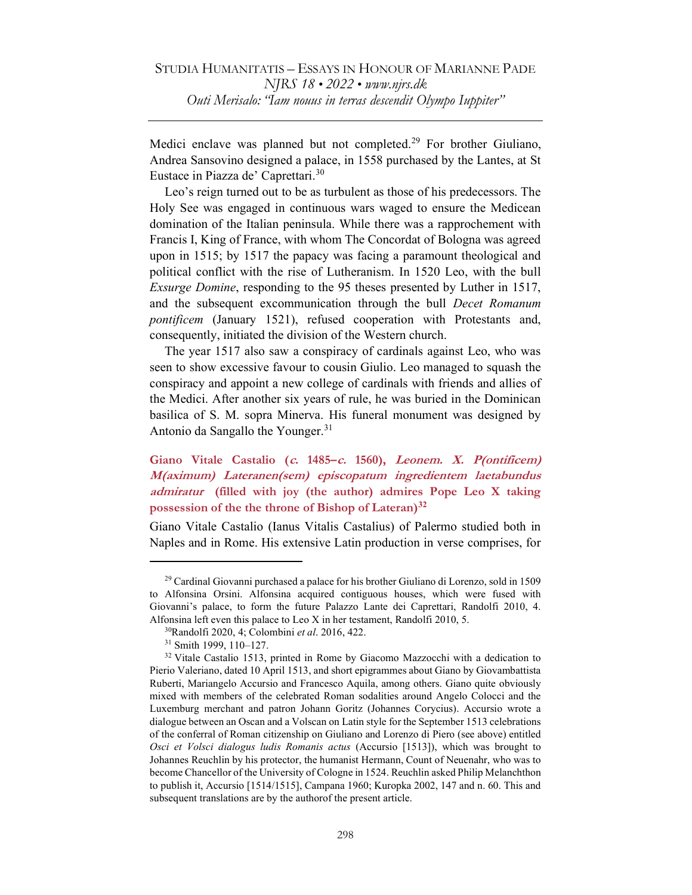Medici enclave was planned but not completed.[29] For brother Giuliano, Andrea Sansovino designed a palace, in 1558 purchased by the Lantes, at St Eustace in Piazza de' Caprettari.[30]

Leo's reign turned out to be as turbulent as those of his predecessors. The Holy See was engaged in continuous wars waged to ensure the Medicean domination of the Italian peninsula. While there was a rapprochement with Francis I, King of France, with whom The Concordat of Bologna was agreed upon in 1515; by 1517 the papacy was facing a paramount theological and political conflict with the rise of Lutheranism. In 1520 Leo, with the bull *Exsurge Domine*, responding to the 95 theses presented by Luther in 1517, and the subsequent excommunication through the bull *Decet Romanum pontificem* (January 1521), refused cooperation with Protestants and, consequently, initiated the division of the Western church.

The year 1517 also saw a conspiracy of cardinals against Leo, who was seen to show excessive favour to cousin Giulio. Leo managed to squash the conspiracy and appoint a new college of cardinals with friends and allies of the Medici. After another six years of rule, he was buried in the Dominican basilica of S. M. sopra Minerva. His funeral monument was designed by Antonio da Sangallo the Younger.[31]

### Giano Vitale Castalio (*c.* 1485–*c.* 1560), *Leonem. X. P(ontificem) M(aximum) Lateranen(sem) episcopatum ingredientem laetabundus admiratur* (filled with joy (the author) admires Pope Leo X taking possession of the the throne of Bishop of Lateran)[32]

Giano Vitale Castalio (Ianus Vitalis Castalius) of Palermo studied both in Naples and in Rome. His extensive Latin production in verse comprises, for

---

[29] Cardinal Giovanni purchased a palace for his brother Giuliano di Lorenzo, sold in 1509 to Alfonsina Orsini. Alfonsina acquired contiguous houses, which were fused with Giovanni's palace, to form the future Palazzo Lante dei Caprettari, Randolfi 2010, 4. Alfonsina left even this palace to Leo X in her testament, Randolfi 2010, 5.

[30] Randolfi 2020, 4; Colombini *et al*. 2016, 422.

[31] Smith 1999, 110–127.

[32] Vitale Castalio 1513, printed in Rome by Giacomo Mazzocchi with a dedication to Pierio Valeriano, dated 10 April 1513, and short epigrammes about Giano by Giovambattista Ruberti, Mariangelo Accursio and Francesco Aquila, among others. Giano quite obviously mixed with members of the celebrated Roman sodalities around Angelo Colocci and the Luxemburg merchant and patron Johann Goritz (Johannes Corycius). Accursio wrote a dialogue between an Oscan and a Volscan on Latin style for the September 1513 celebrations of the conferral of Roman citizenship on Giuliano and Lorenzo di Piero (see above) entitled *Osci et Volsci dialogus ludis Romanis actus* (Accursio [1513]), which was brought to Johannes Reuchlin by his protector, the humanist Hermann, Count of Neuenahr, who was to become Chancellor of the University of Cologne in 1524. Reuchlin asked Philip Melanchthon to publish it, Accursio [1514/1515], Campana 1960; Kuropka 2002, 147 and n. 60. This and subsequent translations are by the authorof the present article.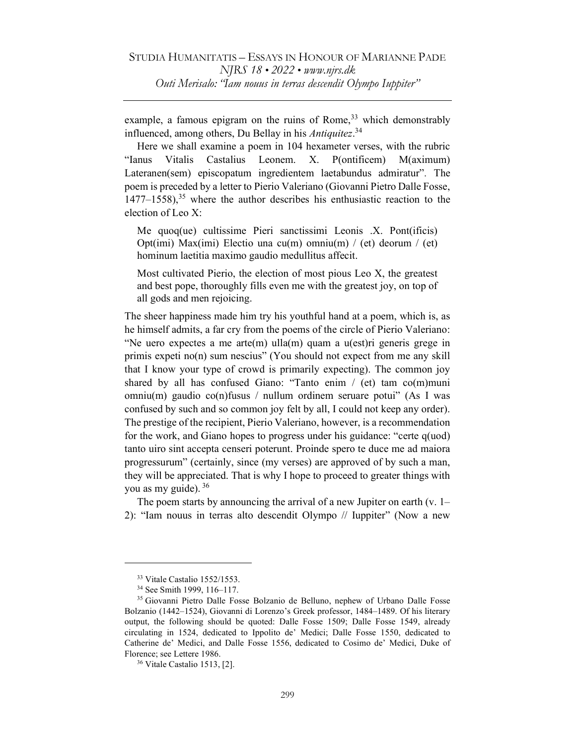example, a famous epigram on the ruins of Rome,[33] which demonstrably influenced, among others, Du Bellay in his *Antiquitez*.[34]

Here we shall examine a poem in 104 hexameter verses, with the rubric "Ianus Vitalis Castalius Leonem. X. P(ontificem) M(aximum) Lateranen(sem) episcopatum ingredientem laetabundus admiratur". The poem is preceded by a letter to Pierio Valeriano (Giovanni Pietro Dalle Fosse, 1477–1558),[35] where the author describes his enthusiastic reaction to the election of Leo X:

> Me quoq(ue) cultissime Pieri sanctissimi Leonis .X. Pont(ificis) Opt(imi) Max(imi) Electio una cu(m) omniu(m) / (et) deorum / (et) hominum laetitia maximo gaudio medullitus affecit.
>
> Most cultivated Pierio, the election of most pious Leo X, the greatest and best pope, thoroughly fills even me with the greatest joy, on top of all gods and men rejoicing.

The sheer happiness made him try his youthful hand at a poem, which is, as he himself admits, a far cry from the poems of the circle of Pierio Valeriano: "Ne uero expectes a me arte(m) ulla(m) quam a u(est)ri generis grege in primis expeti no(n) sum nescius" (You should not expect from me any skill that I know your type of crowd is primarily expecting). The common joy shared by all has confused Giano: "Tanto enim / (et) tam co(m)muni omniu(m) gaudio co(n)fusus / nullum ordinem seruare potui" (As I was confused by such and so common joy felt by all, I could not keep any order). The prestige of the recipient, Pierio Valeriano, however, is a recommendation for the work, and Giano hopes to progress under his guidance: "certe q(uod) tanto uiro sint accepta censeri poterunt. Proinde spero te duce me ad maiora progressurum" (certainly, since (my verses) are approved of by such a man, they will be appreciated. That is why I hope to proceed to greater things with you as my guide).[36]

The poem starts by announcing the arrival of a new Jupiter on earth (v. 1–2): "Iam nouus in terras alto descendit Olympo // Iuppiter" (Now a new

---

[33] Vitale Castalio 1552/1553.

[34] See Smith 1999, 116–117.

[35] Giovanni Pietro Dalle Fosse Bolzanio de Belluno, nephew of Urbano Dalle Fosse Bolzanio (1442–1524), Giovanni di Lorenzo's Greek professor, 1484–1489. Of his literary output, the following should be quoted: Dalle Fosse 1509; Dalle Fosse 1549, already circulating in 1524, dedicated to Ippolito de' Medici; Dalle Fosse 1550, dedicated to Catherine de' Medici, and Dalle Fosse 1556, dedicated to Cosimo de' Medici, Duke of Florence; see Lettere 1986.

[36] Vitale Castalio 1513, [2].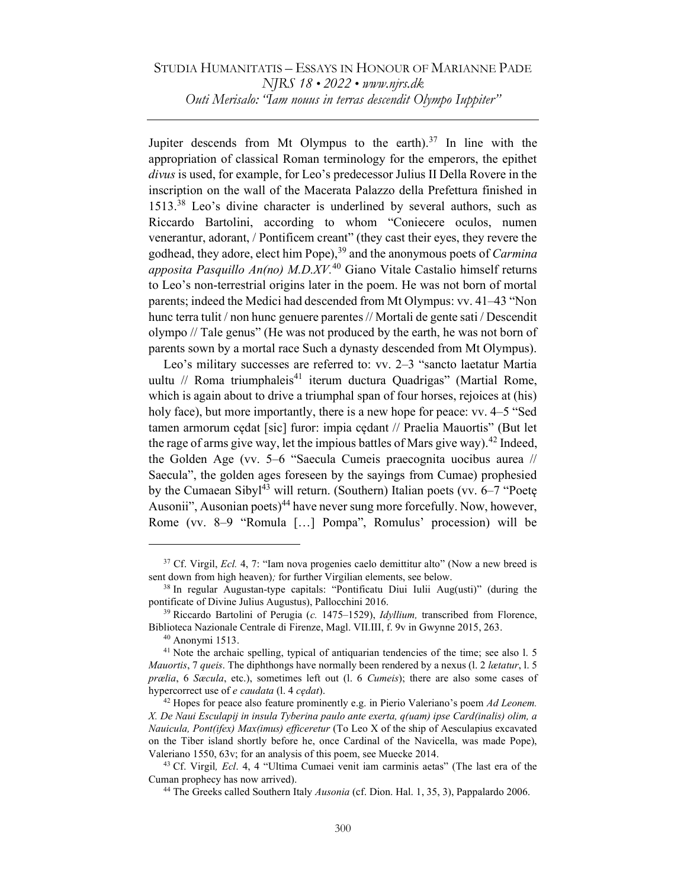Jupiter descends from Mt Olympus to the earth).[37] In line with the appropriation of classical Roman terminology for the emperors, the epithet *divus* is used, for example, for Leo's predecessor Julius II Della Rovere in the inscription on the wall of the Macerata Palazzo della Prefettura finished in 1513.[38] Leo's divine character is underlined by several authors, such as Riccardo Bartolini, according to whom "Coniecere oculos, numen venerantur, adorant, / Pontificem creant" (they cast their eyes, they revere the godhead, they adore, elect him Pope),[39] and the anonymous poets of *Carmina apposita Pasquillo An(no) M.D.XV.*[40] Giano Vitale Castalio himself returns to Leo's non-terrestrial origins later in the poem. He was not born of mortal parents; indeed the Medici had descended from Mt Olympus: vv. 41–43 "Non hunc terra tulit / non hunc genuere parentes // Mortali de gente sati / Descendit olympo // Tale genus" (He was not produced by the earth, he was not born of parents sown by a mortal race Such a dynasty descended from Mt Olympus).

Leo's military successes are referred to: vv. 2–3 "sancto laetatur Martia uultu // Roma triumphaleis[41] iterum ductura Quadrigas" (Martial Rome, which is again about to drive a triumphal span of four horses, rejoices at (his) holy face), but more importantly, there is a new hope for peace: vv. 4–5 "Sed tamen armorum cędat [sic] furor: impia cędant // Praelia Mauortis" (But let the rage of arms give way, let the impious battles of Mars give way).[42] Indeed, the Golden Age (vv. 5–6 "Saecula Cumeis praecognita uocibus aurea // Saecula", the golden ages foreseen by the sayings from Cumae) prophesied by the Cumaean Sibyl[43] will return. (Southern) Italian poets (vv. 6–7 "Poetę Ausonii", Ausonian poets)[44] have never sung more forcefully. Now, however, Rome (vv. 8–9 "Romula […] Pompa", Romulus' procession) will be

---

[37] Cf. Virgil, *Ecl.* 4, 7: "Iam nova progenies caelo demittitur alto" (Now a new breed is sent down from high heaven); for further Virgilian elements, see below.

[38] In regular Augustan-type capitals: "Pontificatu Diui Iulii Aug(usti)" (during the pontificate of Divine Julius Augustus), Pallocchini 2016.

[39] Riccardo Bartolini of Perugia (*c.* 1475–1529), *Idyllium,* transcribed from Florence, Biblioteca Nazionale Centrale di Firenze, Magl. VII.III, f. 9v in Gwynne 2015, 263.

[40] Anonymi 1513.

[41] Note the archaic spelling, typical of antiquarian tendencies of the time; see also l. 5 *Mauortis*, 7 *queis*. The diphthongs have normally been rendered by a nexus (l. 2 *lætatur*, l. 5 *prælia*, 6 *Sæcula*, etc.), sometimes left out (l. 6 *Cumeis*); there are also some cases of hypercorrect use of *e caudata* (l. 4 *cędat*).

[42] Hopes for peace also feature prominently e.g. in Pierio Valeriano's poem *Ad Leonem. X. De Naui Esculapij in insula Tyberina paulo ante exerta, q(uam) ipse Card(inalis) olim, a Nauicula, Pont(ifex) Max(imus) efficeretur* (To Leo X of the ship of Aesculapius excavated on the Tiber island shortly before he, once Cardinal of the Navicella, was made Pope), Valeriano 1550, 63v; for an analysis of this poem, see Muecke 2014.

[43] Cf. Virgil, *Ecl*. 4, 4 "Ultima Cumaei venit iam carminis aetas" (The last era of the Cuman prophecy has now arrived).

[44] The Greeks called Southern Italy *Ausonia* (cf. Dion. Hal. 1, 35, 3), Pappalardo 2006.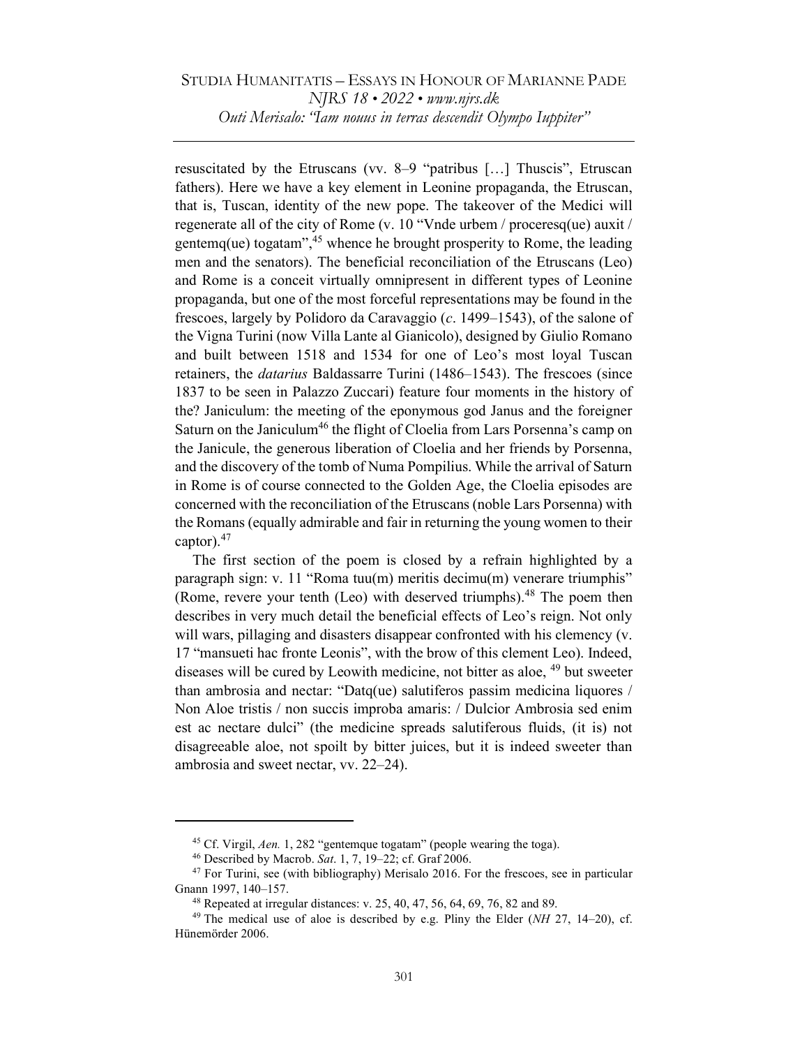resuscitated by the Etruscans (vv. 8–9 "patribus […] Thuscis", Etruscan fathers). Here we have a key element in Leonine propaganda, the Etruscan, that is, Tuscan, identity of the new pope. The takeover of the Medici will regenerate all of the city of Rome (v. 10 "Vnde urbem / proceresq(ue) auxit / gentemq(ue) togatam",[45] whence he brought prosperity to Rome, the leading men and the senators). The beneficial reconciliation of the Etruscans (Leo) and Rome is a conceit virtually omnipresent in different types of Leonine propaganda, but one of the most forceful representations may be found in the frescoes, largely by Polidoro da Caravaggio (*c*. 1499–1543), of the salone of the Vigna Turini (now Villa Lante al Gianicolo), designed by Giulio Romano and built between 1518 and 1534 for one of Leo's most loyal Tuscan retainers, the *datarius* Baldassarre Turini (1486–1543). The frescoes (since 1837 to be seen in Palazzo Zuccari) feature four moments in the history of the? Janiculum: the meeting of the eponymous god Janus and the foreigner Saturn on the Janiculum[46] the flight of Cloelia from Lars Porsenna's camp on the Janicule, the generous liberation of Cloelia and her friends by Porsenna, and the discovery of the tomb of Numa Pompilius. While the arrival of Saturn in Rome is of course connected to the Golden Age, the Cloelia episodes are concerned with the reconciliation of the Etruscans (noble Lars Porsenna) with the Romans (equally admirable and fair in returning the young women to their captor).[47]

The first section of the poem is closed by a refrain highlighted by a paragraph sign: v. 11 "Roma tuu(m) meritis decimu(m) venerare triumphis" (Rome, revere your tenth (Leo) with deserved triumphs).[48] The poem then describes in very much detail the beneficial effects of Leo's reign. Not only will wars, pillaging and disasters disappear confronted with his clemency (v. 17 "mansueti hac fronte Leonis", with the brow of this clement Leo). Indeed, diseases will be cured by Leowith medicine, not bitter as aloe, [49] but sweeter than ambrosia and nectar: "Datq(ue) salutiferos passim medicina liquores / Non Aloe tristis / non succis improba amaris: / Dulcior Ambrosia sed enim est ac nectare dulci" (the medicine spreads salutiferous fluids, (it is) not disagreeable aloe, not spoilt by bitter juices, but it is indeed sweeter than ambrosia and sweet nectar, vv. 22–24).

---

[45] Cf. Virgil, *Aen.* 1, 282 "gentemque togatam" (people wearing the toga).

[46] Described by Macrob. *Sat*. 1, 7, 19–22; cf. Graf 2006.

[47] For Turini, see (with bibliography) Merisalo 2016. For the frescoes, see in particular Gnann 1997, 140–157.

[48] Repeated at irregular distances: v. 25, 40, 47, 56, 64, 69, 76, 82 and 89.

[49] The medical use of aloe is described by e.g. Pliny the Elder (*NH* 27, 14–20), cf. Hünemörder 2006.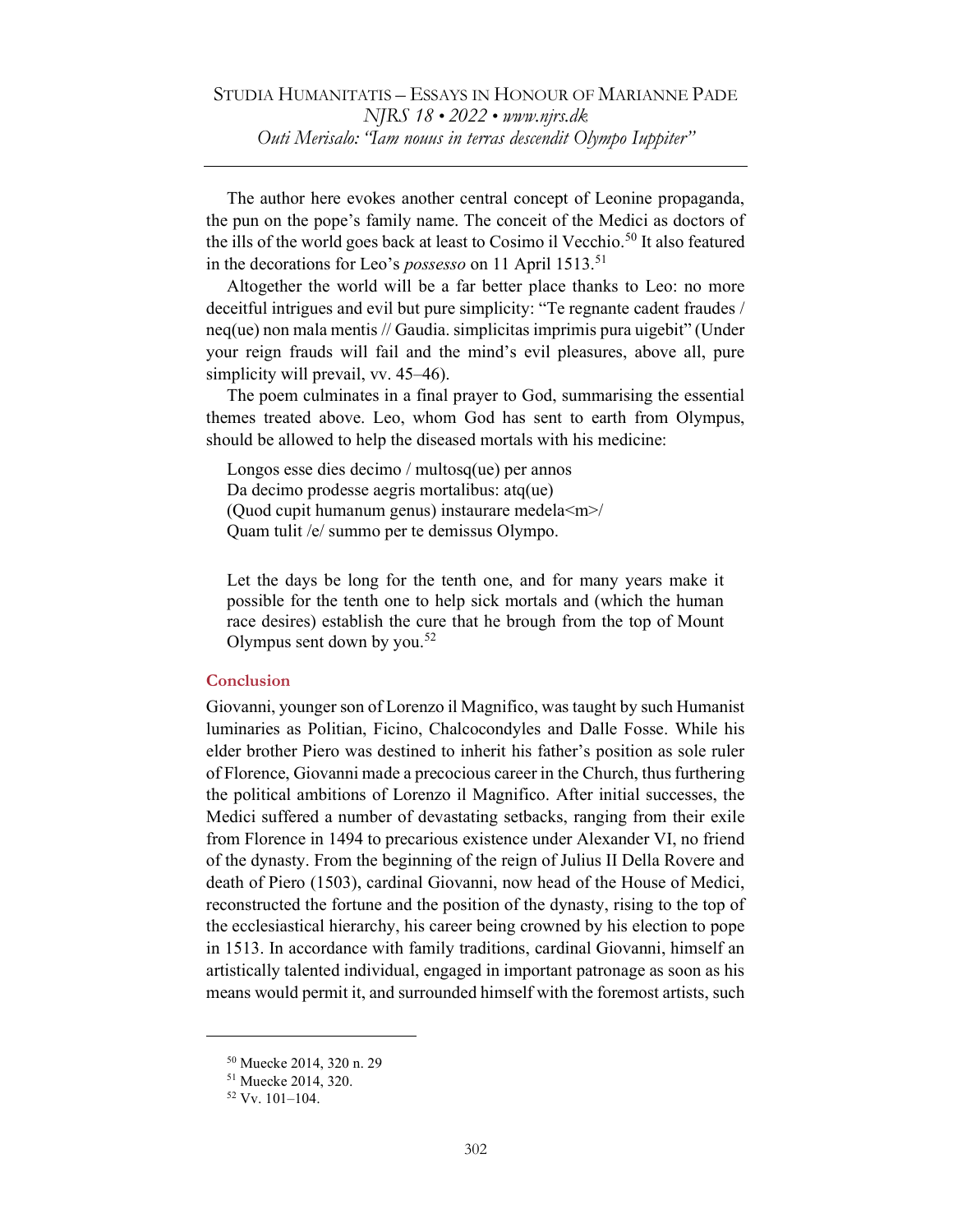The author here evokes another central concept of Leonine propaganda, the pun on the pope's family name. The conceit of the Medici as doctors of the ills of the world goes back at least to Cosimo il Vecchio.[50] It also featured in the decorations for Leo's *possesso* on 11 April 1513.[51]

Altogether the world will be a far better place thanks to Leo: no more deceitful intrigues and evil but pure simplicity: "Te regnante cadent fraudes / neq(ue) non mala mentis // Gaudia. simplicitas imprimis pura uigebit" (Under your reign frauds will fail and the mind's evil pleasures, above all, pure simplicity will prevail, vv. 45–46).

The poem culminates in a final prayer to God, summarising the essential themes treated above. Leo, whom God has sent to earth from Olympus, should be allowed to help the diseased mortals with his medicine:

> Longos esse dies decimo / multosq(ue) per annos
> Da decimo prodesse aegris mortalibus: atq(ue)
> (Quod cupit humanum genus) instaurare medela<m>/
> Quam tulit /e/ summo per te demissus Olympo.
>
> Let the days be long for the tenth one, and for many years make it possible for the tenth one to help sick mortals and (which the human race desires) establish the cure that he brough from the top of Mount Olympus sent down by you.[52]

## Conclusion

Giovanni, younger son of Lorenzo il Magnifico, was taught by such Humanist luminaries as Politian, Ficino, Chalcocondyles and Dalle Fosse. While his elder brother Piero was destined to inherit his father's position as sole ruler of Florence, Giovanni made a precocious career in the Church, thus furthering the political ambitions of Lorenzo il Magnifico. After initial successes, the Medici suffered a number of devastating setbacks, ranging from their exile from Florence in 1494 to precarious existence under Alexander VI, no friend of the dynasty. From the beginning of the reign of Julius II Della Rovere and death of Piero (1503), cardinal Giovanni, now head of the House of Medici, reconstructed the fortune and the position of the dynasty, rising to the top of the ecclesiastical hierarchy, his career being crowned by his election to pope in 1513. In accordance with family traditions, cardinal Giovanni, himself an artistically talented individual, engaged in important patronage as soon as his means would permit it, and surrounded himself with the foremost artists, such

---

[50] Muecke 2014, 320 n. 29

[51] Muecke 2014, 320.

[52] Vv. 101–104.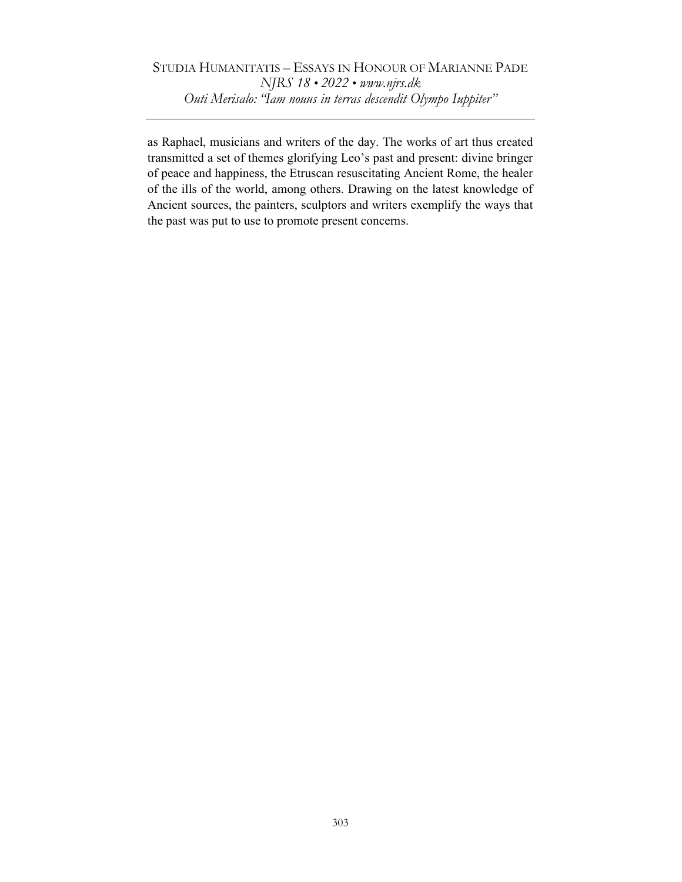as Raphael, musicians and writers of the day. The works of art thus created transmitted a set of themes glorifying Leo's past and present: divine bringer of peace and happiness, the Etruscan resuscitating Ancient Rome, the healer of the ills of the world, among others. Drawing on the latest knowledge of Ancient sources, the painters, sculptors and writers exemplify the ways that the past was put to use to promote present concerns.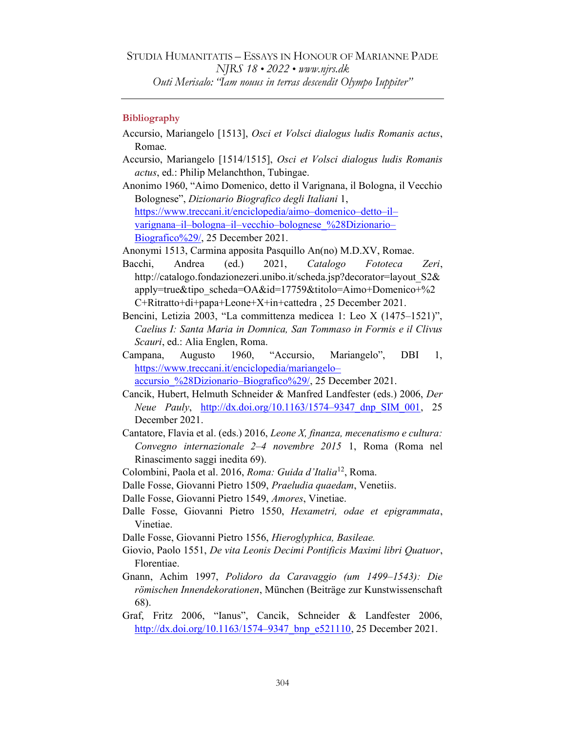## Bibliography

Accursio, Mariangelo [1513], *Osci et Volsci dialogus ludis Romanis actus*, Romae.

Accursio, Mariangelo [1514/1515], *Osci et Volsci dialogus ludis Romanis actus*, ed.: Philip Melanchthon, Tubingae.

Anonimo 1960, "Aimo Domenico, detto il Varignana, il Bologna, il Vecchio Bolognese", *Dizionario Biografico degli Italiani* 1, https://www.treccani.it/enciclopedia/aimo–domenico–detto–il–varignana–il–bologna–il–vecchio–bolognese_%28Dizionario–Biografico%29/, 25 December 2021.

Anonymi 1513, Carmina apposita Pasquillo An(no) M.D.XV, Romae.

Bacchi, Andrea (ed.) 2021, *Catalogo Fototeca Zeri*, http://catalogo.fondazionezeri.unibo.it/scheda.jsp?decorator=layout_S2&apply=true&tipo_scheda=OA&id=17759&titolo=Aimo+Domenico+%2C+Ritratto+di+papa+Leone+X+in+cattedra , 25 December 2021.

Bencini, Letizia 2003, "La committenza medicea 1: Leo X (1475–1521)", *Caelius I: Santa Maria in Domnica, San Tommaso in Formis e il Clivus Scauri*, ed.: Alia Englen, Roma.

Campana, Augusto 1960, "Accursio, Mariangelo", DBI 1, https://www.treccani.it/enciclopedia/mariangelo–accursio_%28Dizionario–Biografico%29/, 25 December 2021.

Cancik, Hubert, Helmuth Schneider & Manfred Landfester (eds.) 2006, *Der Neue Pauly*, http://dx.doi.org/10.1163/1574–9347_dnp_SIM_001, 25 December 2021.

Cantatore, Flavia et al. (eds.) 2016, *Leone X, finanza, mecenatismo e cultura: Convegno internazionale 2–4 novembre 2015* 1, Roma (Roma nel Rinascimento saggi inedita 69).

Colombini, Paola et al. 2016, *Roma: Guida d'Italia*[12], Roma.

Dalle Fosse, Giovanni Pietro 1509, *Praeludia quaedam*, Venetiis.

Dalle Fosse, Giovanni Pietro 1549, *Amores*, Vinetiae.

Dalle Fosse, Giovanni Pietro 1550, *Hexametri, odae et epigrammata*, Vinetiae.

Dalle Fosse, Giovanni Pietro 1556, *Hieroglyphica, Basileae.*

Giovio, Paolo 1551, *De vita Leonis Decimi Pontificis Maximi libri Quatuor*, Florentiae.

Gnann, Achim 1997, *Polidoro da Caravaggio (um 1499–1543): Die römischen Innendekorationen*, München (Beiträge zur Kunstwissenschaft 68).

Graf, Fritz 2006, "Ianus", Cancik, Schneider & Landfester 2006, http://dx.doi.org/10.1163/1574–9347_bnp_e521110, 25 December 2021.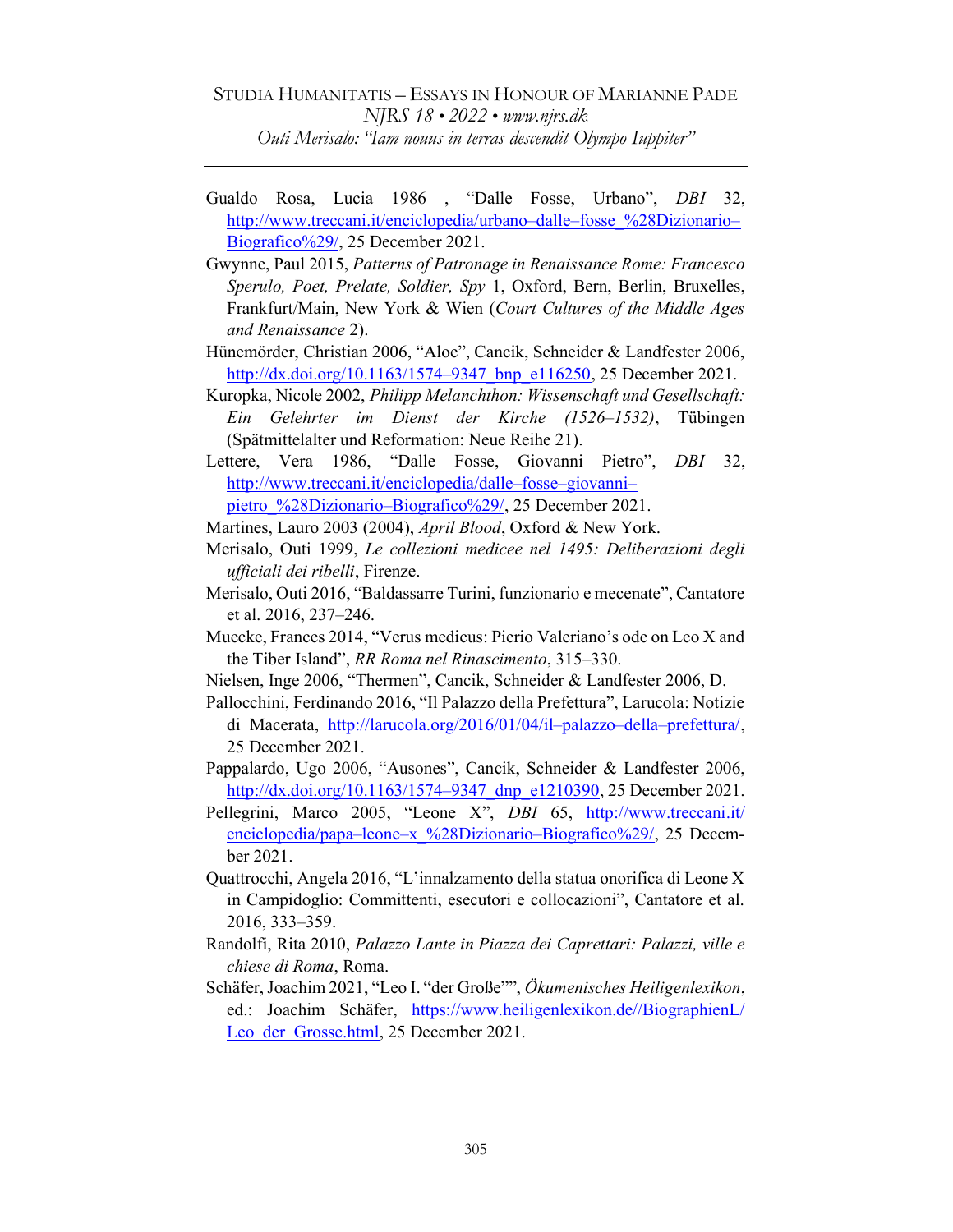Gualdo Rosa, Lucia 1986 , "Dalle Fosse, Urbano", *DBI* 32, http://www.treccani.it/enciclopedia/urbano–dalle–fosse_%28Dizionario–Biografico%29/, 25 December 2021.

Gwynne, Paul 2015, *Patterns of Patronage in Renaissance Rome: Francesco Sperulo, Poet, Prelate, Soldier, Spy* 1, Oxford, Bern, Berlin, Bruxelles, Frankfurt/Main, New York & Wien (*Court Cultures of the Middle Ages and Renaissance* 2).

Hünemörder, Christian 2006, "Aloe", Cancik, Schneider & Landfester 2006, http://dx.doi.org/10.1163/1574–9347_bnp_e116250, 25 December 2021.

Kuropka, Nicole 2002, *Philipp Melanchthon: Wissenschaft und Gesellschaft: Ein Gelehrter im Dienst der Kirche (1526–1532)*, Tübingen (Spätmittelalter und Reformation: Neue Reihe 21).

Lettere, Vera 1986, "Dalle Fosse, Giovanni Pietro", *DBI* 32, http://www.treccani.it/enciclopedia/dalle–fosse–giovanni–pietro_%28Dizionario–Biografico%29/, 25 December 2021.

Martines, Lauro 2003 (2004), *April Blood*, Oxford & New York.

Merisalo, Outi 1999, *Le collezioni medicee nel 1495: Deliberazioni degli ufficiali dei ribelli*, Firenze.

Merisalo, Outi 2016, "Baldassarre Turini, funzionario e mecenate", Cantatore et al. 2016, 237–246.

Muecke, Frances 2014, "Verus medicus: Pierio Valeriano's ode on Leo X and the Tiber Island", *RR Roma nel Rinascimento*, 315–330.

Nielsen, Inge 2006, "Thermen", Cancik, Schneider & Landfester 2006, D.

Pallocchini, Ferdinando 2016, "Il Palazzo della Prefettura", Larucola: Notizie di Macerata, http://larucola.org/2016/01/04/il–palazzo–della–prefettura/, 25 December 2021.

Pappalardo, Ugo 2006, "Ausones", Cancik, Schneider & Landfester 2006, http://dx.doi.org/10.1163/1574–9347_dnp_e1210390, 25 December 2021.

Pellegrini, Marco 2005, "Leone X", *DBI* 65, http://www.treccani.it/enciclopedia/papa–leone–x_%28Dizionario–Biografico%29/, 25 December 2021.

Quattrocchi, Angela 2016, "L'innalzamento della statua onorifica di Leone X in Campidoglio: Committenti, esecutori e collocazioni", Cantatore et al. 2016, 333–359.

Randolfi, Rita 2010, *Palazzo Lante in Piazza dei Caprettari: Palazzi, ville e chiese di Roma*, Roma.

Schäfer, Joachim 2021, "Leo I. "der Große"", *Ökumenisches Heiligenlexikon*, ed.: Joachim Schäfer, https://www.heiligenlexikon.de//BiographienL/Leo_der_Grosse.html, 25 December 2021.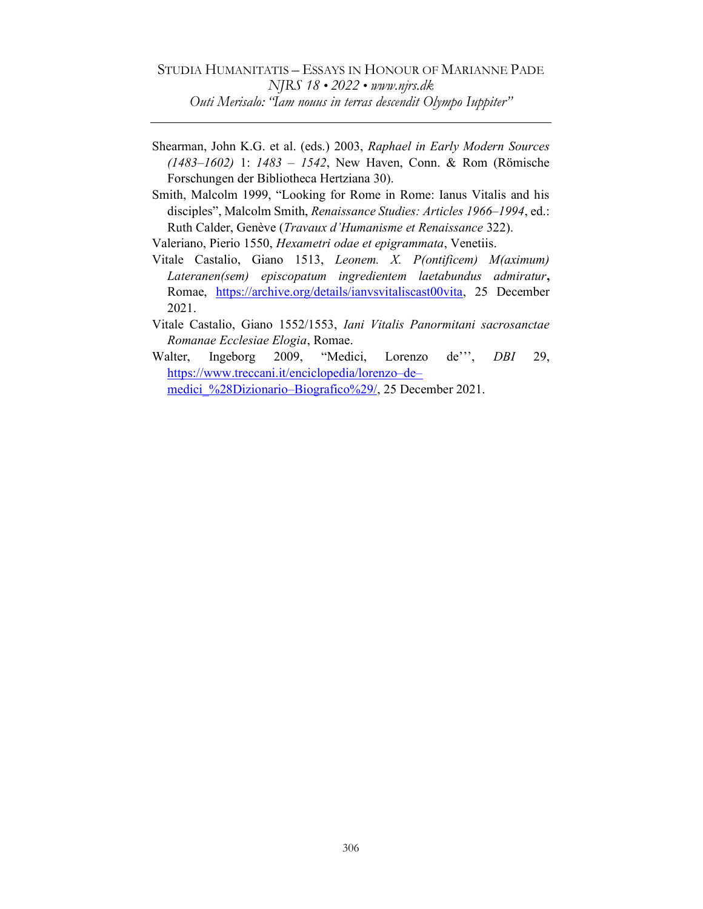Shearman, John K.G. et al. (eds.) 2003, *Raphael in Early Modern Sources (1483–1602)* 1: *1483 – 1542*, New Haven, Conn. & Rom (Römische Forschungen der Bibliotheca Hertziana 30).

Smith, Malcolm 1999, "Looking for Rome in Rome: Ianus Vitalis and his disciples", Malcolm Smith, *Renaissance Studies: Articles 1966–1994*, ed.: Ruth Calder, Genève (*Travaux d'Humanisme et Renaissance* 322).

Valeriano, Pierio 1550, *Hexametri odae et epigrammata*, Venetiis.

Vitale Castalio, Giano 1513, *Leonem. X. P(ontificem) M(aximum) Lateranen(sem) episcopatum ingredientem laetabundus admiratur***,** Romae, https://archive.org/details/ianvsvitaliscast00vita, 25 December 2021.

Vitale Castalio, Giano 1552/1553, *Iani Vitalis Panormitani sacrosanctae Romanae Ecclesiae Elogia*, Romae.

Walter, Ingeborg 2009, "Medici, Lorenzo de''', *DBI* 29, https://www.treccani.it/enciclopedia/lorenzo–de–medici_%28Dizionario–Biografico%29/, 25 December 2021.